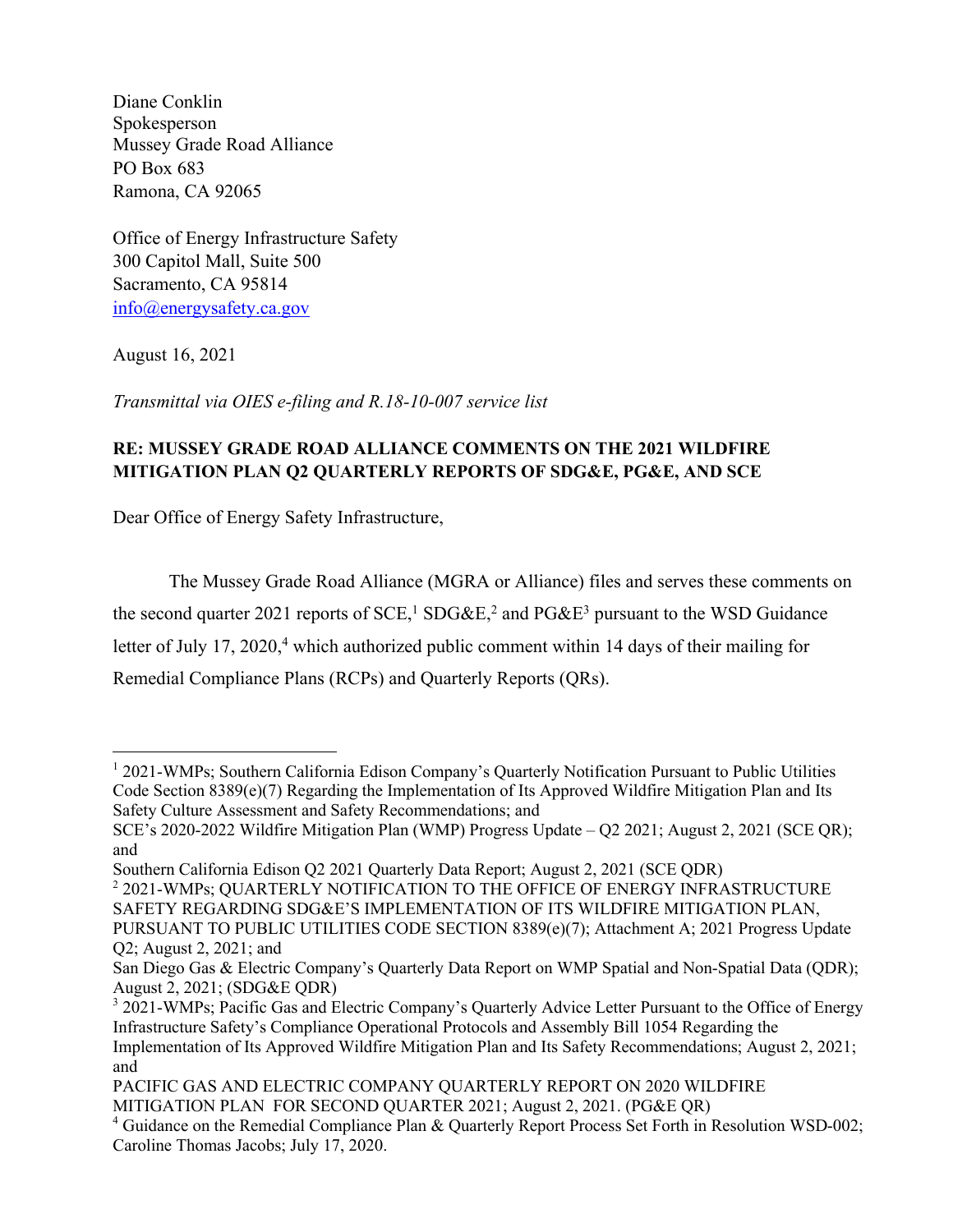Diane Conklin
Spokesperson
Mussey Grade Road Alliance
PO Box 683
Ramona, CA 92065

Office of Energy Infrastructure Safety
300 Capitol Mall, Suite 500
Sacramento, CA 95814
info@energysafety.ca.gov

August 16, 2021

*Transmittal via OIES e-filing and R.18-10-007 service list*

**RE: MUSSEY GRADE ROAD ALLIANCE COMMENTS ON THE 2021 WILDFIRE MITIGATION PLAN Q2 QUARTERLY REPORTS OF SDG&E, PG&E, AND SCE**

Dear Office of Energy Safety Infrastructure,

The Mussey Grade Road Alliance (MGRA or Alliance) files and serves these comments on the second quarter 2021 reports of SCE,[1] SDG&E,[2] and PG&E[3] pursuant to the WSD Guidance letter of July 17, 2020,[4] which authorized public comment within 14 days of their mailing for Remedial Compliance Plans (RCPs) and Quarterly Reports (QRs).

---

[1] 2021-WMPs; Southern California Edison Company's Quarterly Notification Pursuant to Public Utilities Code Section 8389(e)(7) Regarding the Implementation of Its Approved Wildfire Mitigation Plan and Its Safety Culture Assessment and Safety Recommendations; and
SCE's 2020-2022 Wildfire Mitigation Plan (WMP) Progress Update – Q2 2021; August 2, 2021 (SCE QR); and
Southern California Edison Q2 2021 Quarterly Data Report; August 2, 2021 (SCE QDR)

[2] 2021-WMPs; QUARTERLY NOTIFICATION TO THE OFFICE OF ENERGY INFRASTRUCTURE SAFETY REGARDING SDG&E'S IMPLEMENTATION OF ITS WILDFIRE MITIGATION PLAN, PURSUANT TO PUBLIC UTILITIES CODE SECTION 8389(e)(7); Attachment A; 2021 Progress Update Q2; August 2, 2021; and
San Diego Gas & Electric Company's Quarterly Data Report on WMP Spatial and Non-Spatial Data (QDR); August 2, 2021; (SDG&E QDR)

[3] 2021-WMPs; Pacific Gas and Electric Company's Quarterly Advice Letter Pursuant to the Office of Energy Infrastructure Safety's Compliance Operational Protocols and Assembly Bill 1054 Regarding the Implementation of Its Approved Wildfire Mitigation Plan and Its Safety Recommendations; August 2, 2021; and
PACIFIC GAS AND ELECTRIC COMPANY QUARTERLY REPORT ON 2020 WILDFIRE MITIGATION PLAN FOR SECOND QUARTER 2021; August 2, 2021. (PG&E QR)

[4] Guidance on the Remedial Compliance Plan & Quarterly Report Process Set Forth in Resolution WSD-002; Caroline Thomas Jacobs; July 17, 2020.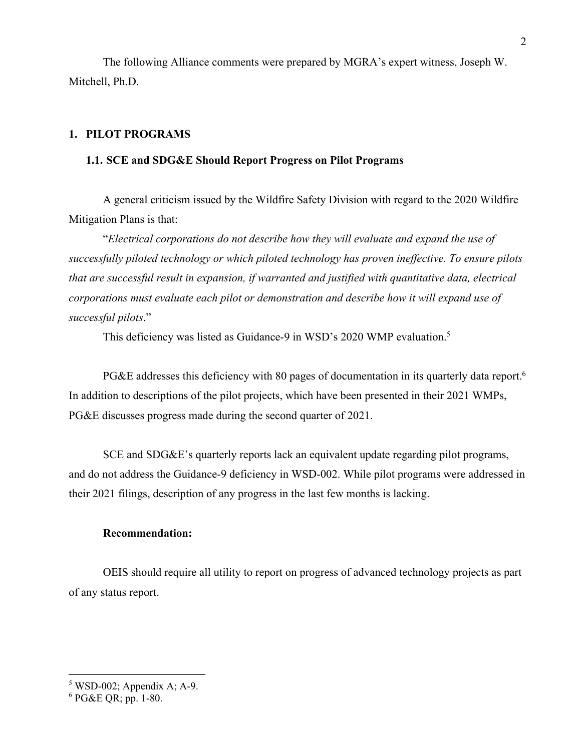The following Alliance comments were prepared by MGRA's expert witness, Joseph W. Mitchell, Ph.D.

## 1. PILOT PROGRAMS

### 1.1. SCE and SDG&E Should Report Progress on Pilot Programs

A general criticism issued by the Wildfire Safety Division with regard to the 2020 Wildfire Mitigation Plans is that:

"*Electrical corporations do not describe how they will evaluate and expand the use of successfully piloted technology or which piloted technology has proven ineffective. To ensure pilots that are successful result in expansion, if warranted and justified with quantitative data, electrical corporations must evaluate each pilot or demonstration and describe how it will expand use of successful pilots*."

This deficiency was listed as Guidance-9 in WSD's 2020 WMP evaluation.[5]

PG&E addresses this deficiency with 80 pages of documentation in its quarterly data report.[6] In addition to descriptions of the pilot projects, which have been presented in their 2021 WMPs, PG&E discusses progress made during the second quarter of 2021.

SCE and SDG&E's quarterly reports lack an equivalent update regarding pilot programs, and do not address the Guidance-9 deficiency in WSD-002. While pilot programs were addressed in their 2021 filings, description of any progress in the last few months is lacking.

**Recommendation:**

OEIS should require all utility to report on progress of advanced technology projects as part of any status report.

[5] WSD-002; Appendix A; A-9.

[6] PG&E QR; pp. 1-80.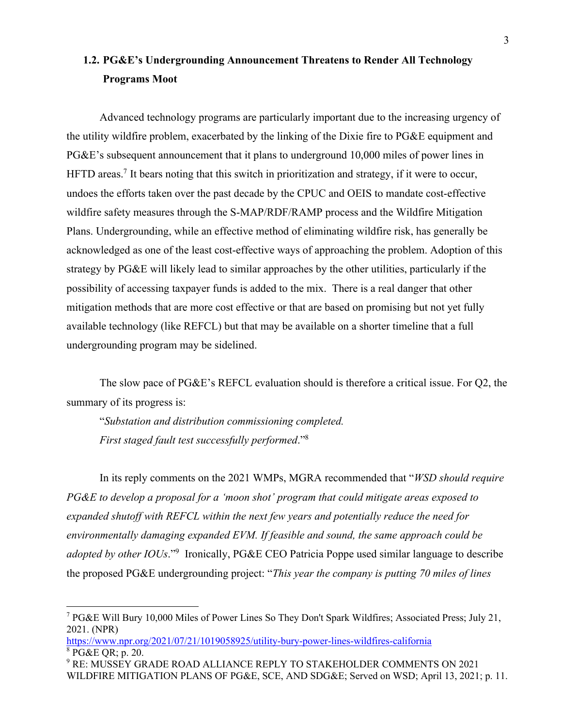### 1.2. PG&E's Undergrounding Announcement Threatens to Render All Technology Programs Moot

Advanced technology programs are particularly important due to the increasing urgency of the utility wildfire problem, exacerbated by the linking of the Dixie fire to PG&E equipment and PG&E's subsequent announcement that it plans to underground 10,000 miles of power lines in HFTD areas.[7] It bears noting that this switch in prioritization and strategy, if it were to occur, undoes the efforts taken over the past decade by the CPUC and OEIS to mandate cost-effective wildfire safety measures through the S-MAP/RDF/RAMP process and the Wildfire Mitigation Plans. Undergrounding, while an effective method of eliminating wildfire risk, has generally be acknowledged as one of the least cost-effective ways of approaching the problem. Adoption of this strategy by PG&E will likely lead to similar approaches by the other utilities, particularly if the possibility of accessing taxpayer funds is added to the mix. There is a real danger that other mitigation methods that are more cost effective or that are based on promising but not yet fully available technology (like REFCL) but that may be available on a shorter timeline that a full undergrounding program may be sidelined.

The slow pace of PG&E's REFCL evaluation should is therefore a critical issue. For Q2, the summary of its progress is:

"*Substation and distribution commissioning completed.*
*First staged fault test successfully performed*."[8]

In its reply comments on the 2021 WMPs, MGRA recommended that "*WSD should require PG&E to develop a proposal for a 'moon shot' program that could mitigate areas exposed to expanded shutoff with REFCL within the next few years and potentially reduce the need for environmentally damaging expanded EVM. If feasible and sound, the same approach could be adopted by other IOUs*."[9] Ironically, PG&E CEO Patricia Poppe used similar language to describe the proposed PG&E undergrounding project: "*This year the company is putting 70 miles of lines*

---

[7] PG&E Will Bury 10,000 Miles of Power Lines So They Don't Spark Wildfires; Associated Press; July 21, 2021. (NPR) https://www.npr.org/2021/07/21/1019058925/utility-bury-power-lines-wildfires-california

[8] PG&E QR; p. 20.

[9] RE: MUSSEY GRADE ROAD ALLIANCE REPLY TO STAKEHOLDER COMMENTS ON 2021 WILDFIRE MITIGATION PLANS OF PG&E, SCE, AND SDG&E; Served on WSD; April 13, 2021; p. 11.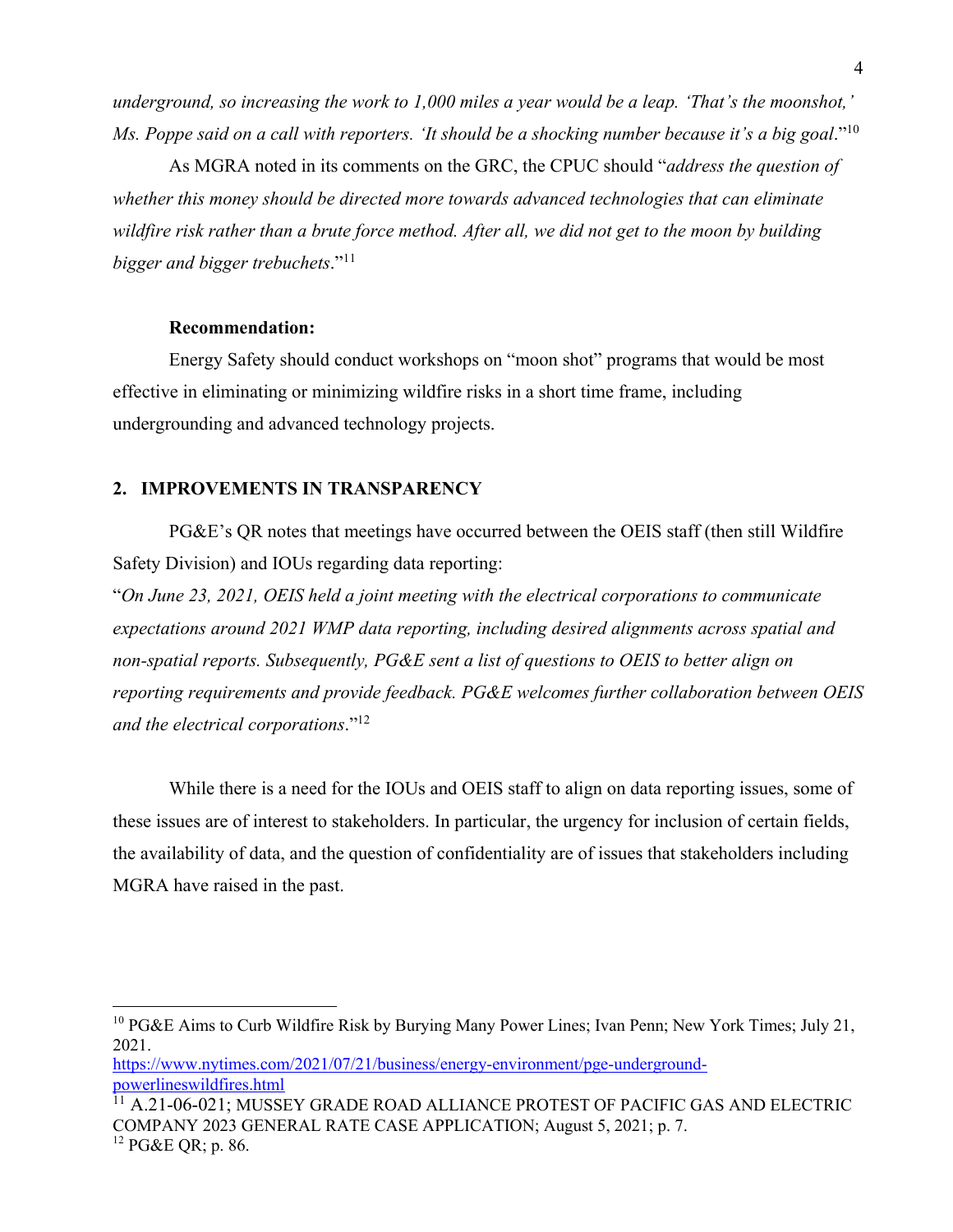*underground, so increasing the work to 1,000 miles a year would be a leap. 'That's the moonshot,' Ms. Poppe said on a call with reporters. 'It should be a shocking number because it's a big goal*."[10]

As MGRA noted in its comments on the GRC, the CPUC should "*address the question of whether this money should be directed more towards advanced technologies that can eliminate wildfire risk rather than a brute force method. After all, we did not get to the moon by building bigger and bigger trebuchets*."[11]

**Recommendation:**

Energy Safety should conduct workshops on "moon shot" programs that would be most effective in eliminating or minimizing wildfire risks in a short time frame, including undergrounding and advanced technology projects.

## 2. IMPROVEMENTS IN TRANSPARENCY

PG&E's QR notes that meetings have occurred between the OEIS staff (then still Wildfire Safety Division) and IOUs regarding data reporting:

"*On June 23, 2021, OEIS held a joint meeting with the electrical corporations to communicate expectations around 2021 WMP data reporting, including desired alignments across spatial and non-spatial reports. Subsequently, PG&E sent a list of questions to OEIS to better align on reporting requirements and provide feedback. PG&E welcomes further collaboration between OEIS and the electrical corporations*."[12]

While there is a need for the IOUs and OEIS staff to align on data reporting issues, some of these issues are of interest to stakeholders. In particular, the urgency for inclusion of certain fields, the availability of data, and the question of confidentiality are of issues that stakeholders including MGRA have raised in the past.

---

[10] PG&E Aims to Curb Wildfire Risk by Burying Many Power Lines; Ivan Penn; New York Times; July 21, 2021. https://www.nytimes.com/2021/07/21/business/energy-environment/pge-underground-powerlineswildfires.html

[11] A.21-06-021; MUSSEY GRADE ROAD ALLIANCE PROTEST OF PACIFIC GAS AND ELECTRIC COMPANY 2023 GENERAL RATE CASE APPLICATION; August 5, 2021; p. 7.

[12] PG&E QR; p. 86.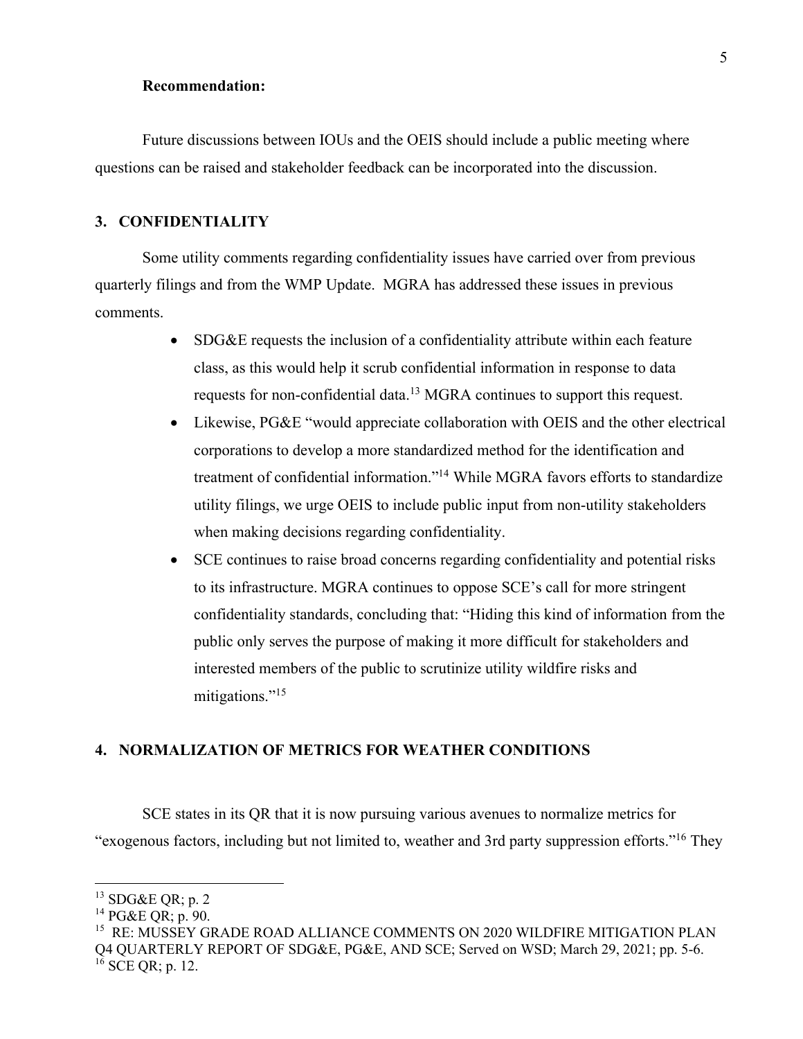**Recommendation:**

Future discussions between IOUs and the OEIS should include a public meeting where questions can be raised and stakeholder feedback can be incorporated into the discussion.

## 3. CONFIDENTIALITY

Some utility comments regarding confidentiality issues have carried over from previous quarterly filings and from the WMP Update. MGRA has addressed these issues in previous comments.

- SDG&E requests the inclusion of a confidentiality attribute within each feature class, as this would help it scrub confidential information in response to data requests for non-confidential data.[13] MGRA continues to support this request.
- Likewise, PG&E "would appreciate collaboration with OEIS and the other electrical corporations to develop a more standardized method for the identification and treatment of confidential information."[14] While MGRA favors efforts to standardize utility filings, we urge OEIS to include public input from non-utility stakeholders when making decisions regarding confidentiality.
- SCE continues to raise broad concerns regarding confidentiality and potential risks to its infrastructure. MGRA continues to oppose SCE's call for more stringent confidentiality standards, concluding that: "Hiding this kind of information from the public only serves the purpose of making it more difficult for stakeholders and interested members of the public to scrutinize utility wildfire risks and mitigations."[15]

## 4. NORMALIZATION OF METRICS FOR WEATHER CONDITIONS

SCE states in its QR that it is now pursuing various avenues to normalize metrics for "exogenous factors, including but not limited to, weather and 3rd party suppression efforts."[16] They

---

[13] SDG&E QR; p. 2

[14] PG&E QR; p. 90.

[15] RE: MUSSEY GRADE ROAD ALLIANCE COMMENTS ON 2020 WILDFIRE MITIGATION PLAN Q4 QUARTERLY REPORT OF SDG&E, PG&E, AND SCE; Served on WSD; March 29, 2021; pp. 5-6.

[16] SCE QR; p. 12.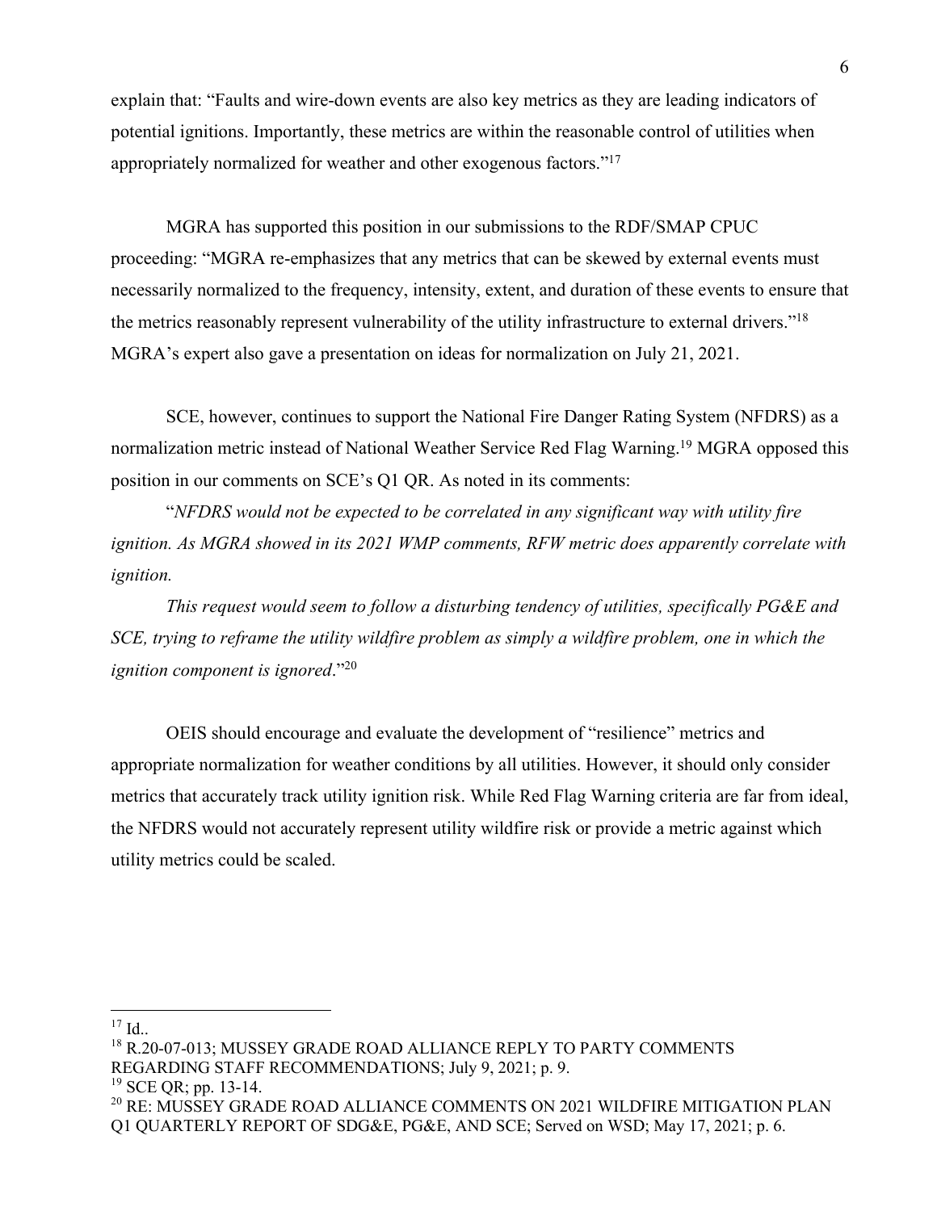explain that: "Faults and wire-down events are also key metrics as they are leading indicators of potential ignitions. Importantly, these metrics are within the reasonable control of utilities when appropriately normalized for weather and other exogenous factors."[17]

MGRA has supported this position in our submissions to the RDF/SMAP CPUC proceeding: "MGRA re-emphasizes that any metrics that can be skewed by external events must necessarily normalized to the frequency, intensity, extent, and duration of these events to ensure that the metrics reasonably represent vulnerability of the utility infrastructure to external drivers."[18] MGRA's expert also gave a presentation on ideas for normalization on July 21, 2021.

SCE, however, continues to support the National Fire Danger Rating System (NFDRS) as a normalization metric instead of National Weather Service Red Flag Warning.[19] MGRA opposed this position in our comments on SCE's Q1 QR. As noted in its comments:

"*NFDRS would not be expected to be correlated in any significant way with utility fire ignition. As MGRA showed in its 2021 WMP comments, RFW metric does apparently correlate with ignition.*

*This request would seem to follow a disturbing tendency of utilities, specifically PG&E and SCE, trying to reframe the utility wildfire problem as simply a wildfire problem, one in which the ignition component is ignored*."[20]

OEIS should encourage and evaluate the development of "resilience" metrics and appropriate normalization for weather conditions by all utilities. However, it should only consider metrics that accurately track utility ignition risk. While Red Flag Warning criteria are far from ideal, the NFDRS would not accurately represent utility wildfire risk or provide a metric against which utility metrics could be scaled.

---

[17] Id..

[18] R.20-07-013; MUSSEY GRADE ROAD ALLIANCE REPLY TO PARTY COMMENTS REGARDING STAFF RECOMMENDATIONS; July 9, 2021; p. 9.

[19] SCE QR; pp. 13-14.

[20] RE: MUSSEY GRADE ROAD ALLIANCE COMMENTS ON 2021 WILDFIRE MITIGATION PLAN Q1 QUARTERLY REPORT OF SDG&E, PG&E, AND SCE; Served on WSD; May 17, 2021; p. 6.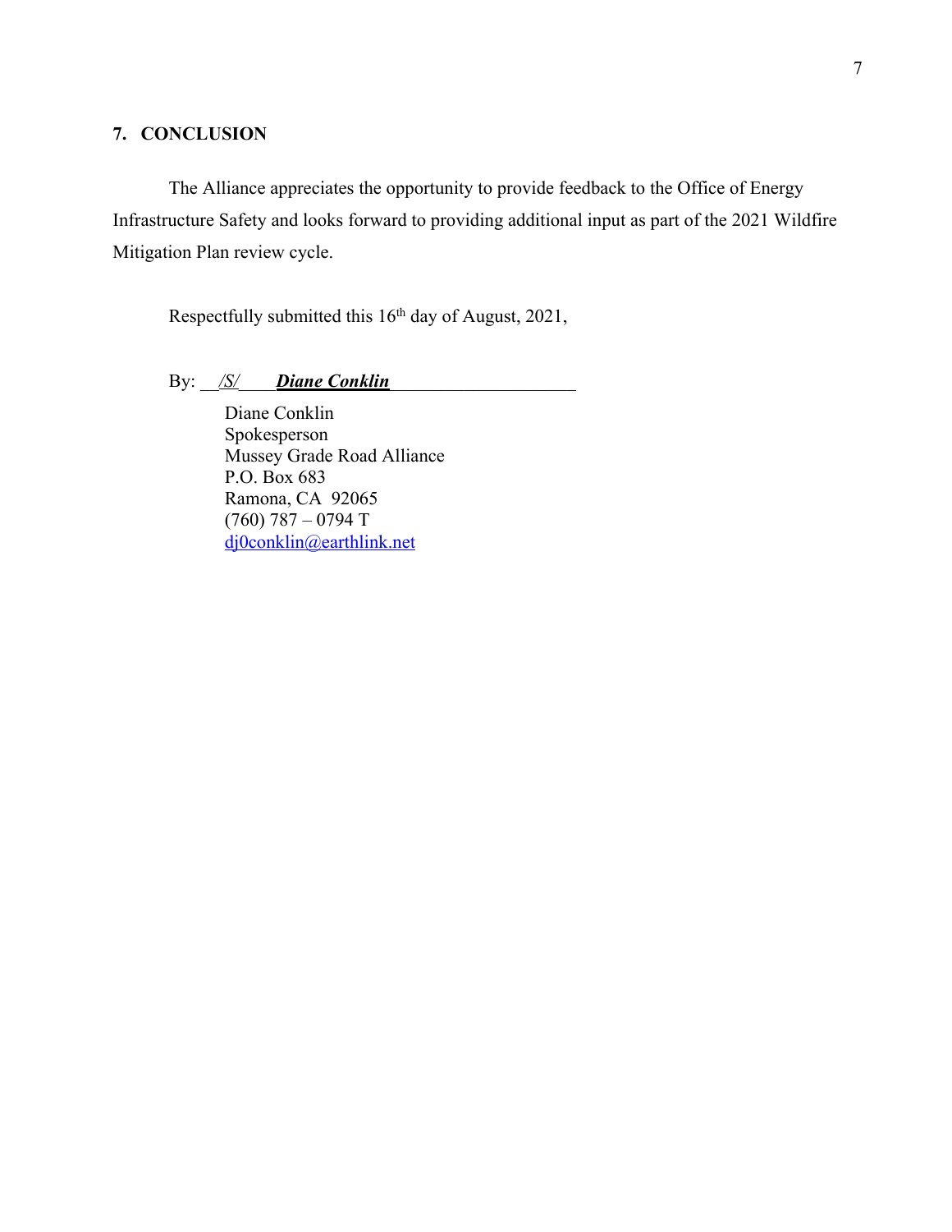## 7. CONCLUSION

The Alliance appreciates the opportunity to provide feedback to the Office of Energy Infrastructure Safety and looks forward to providing additional input as part of the 2021 Wildfire Mitigation Plan review cycle.

Respectfully submitted this 16th day of August, 2021,

By: *__/S/____**Diane Conklin**____________________*

Diane Conklin  
Spokesperson  
Mussey Grade Road Alliance  
P.O. Box 683  
Ramona, CA 92065  
(760) 787 – 0794 T  
dj0conklin@earthlink.net